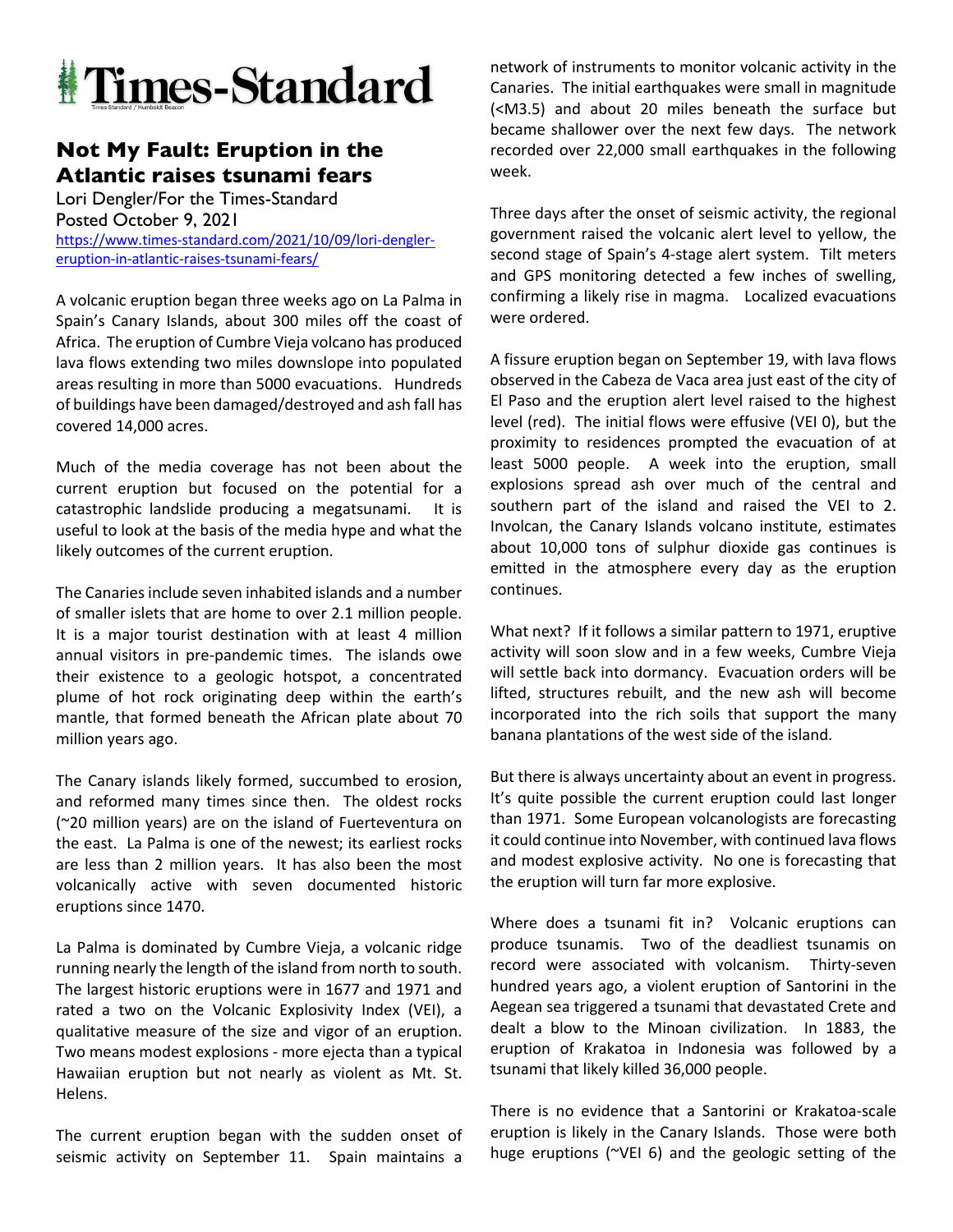# Times-Standard

## Not My Fault: Eruption in the Atlantic raises tsunami fears

Lori Dengler/For the Times-Standard
Posted October 9, 2021
https://www.times-standard.com/2021/10/09/lori-dengler-eruption-in-atlantic-raises-tsunami-fears/

A volcanic eruption began three weeks ago on La Palma in Spain's Canary Islands, about 300 miles off the coast of Africa. The eruption of Cumbre Vieja volcano has produced lava flows extending two miles downslope into populated areas resulting in more than 5000 evacuations. Hundreds of buildings have been damaged/destroyed and ash fall has covered 14,000 acres.

Much of the media coverage has not been about the current eruption but focused on the potential for a catastrophic landslide producing a megatsunami. It is useful to look at the basis of the media hype and what the likely outcomes of the current eruption.

The Canaries include seven inhabited islands and a number of smaller islets that are home to over 2.1 million people. It is a major tourist destination with at least 4 million annual visitors in pre-pandemic times. The islands owe their existence to a geologic hotspot, a concentrated plume of hot rock originating deep within the earth's mantle, that formed beneath the African plate about 70 million years ago.

The Canary islands likely formed, succumbed to erosion, and reformed many times since then. The oldest rocks (~20 million years) are on the island of Fuerteventura on the east. La Palma is one of the newest; its earliest rocks are less than 2 million years. It has also been the most volcanically active with seven documented historic eruptions since 1470.

La Palma is dominated by Cumbre Vieja, a volcanic ridge running nearly the length of the island from north to south. The largest historic eruptions were in 1677 and 1971 and rated a two on the Volcanic Explosivity Index (VEI), a qualitative measure of the size and vigor of an eruption. Two means modest explosions - more ejecta than a typical Hawaiian eruption but not nearly as violent as Mt. St. Helens.

The current eruption began with the sudden onset of seismic activity on September 11. Spain maintains a network of instruments to monitor volcanic activity in the Canaries. The initial earthquakes were small in magnitude (<M3.5) and about 20 miles beneath the surface but became shallower over the next few days. The network recorded over 22,000 small earthquakes in the following week.

Three days after the onset of seismic activity, the regional government raised the volcanic alert level to yellow, the second stage of Spain's 4-stage alert system. Tilt meters and GPS monitoring detected a few inches of swelling, confirming a likely rise in magma. Localized evacuations were ordered.

A fissure eruption began on September 19, with lava flows observed in the Cabeza de Vaca area just east of the city of El Paso and the eruption alert level raised to the highest level (red). The initial flows were effusive (VEI 0), but the proximity to residences prompted the evacuation of at least 5000 people. A week into the eruption, small explosions spread ash over much of the central and southern part of the island and raised the VEI to 2. Involcan, the Canary Islands volcano institute, estimates about 10,000 tons of sulphur dioxide gas continues is emitted in the atmosphere every day as the eruption continues.

What next? If it follows a similar pattern to 1971, eruptive activity will soon slow and in a few weeks, Cumbre Vieja will settle back into dormancy. Evacuation orders will be lifted, structures rebuilt, and the new ash will become incorporated into the rich soils that support the many banana plantations of the west side of the island.

But there is always uncertainty about an event in progress. It's quite possible the current eruption could last longer than 1971. Some European volcanologists are forecasting it could continue into November, with continued lava flows and modest explosive activity. No one is forecasting that the eruption will turn far more explosive.

Where does a tsunami fit in? Volcanic eruptions can produce tsunamis. Two of the deadliest tsunamis on record were associated with volcanism. Thirty-seven hundred years ago, a violent eruption of Santorini in the Aegean sea triggered a tsunami that devastated Crete and dealt a blow to the Minoan civilization. In 1883, the eruption of Krakatoa in Indonesia was followed by a tsunami that likely killed 36,000 people.

There is no evidence that a Santorini or Krakatoa-scale eruption is likely in the Canary Islands. Those were both huge eruptions (~VEI 6) and the geologic setting of the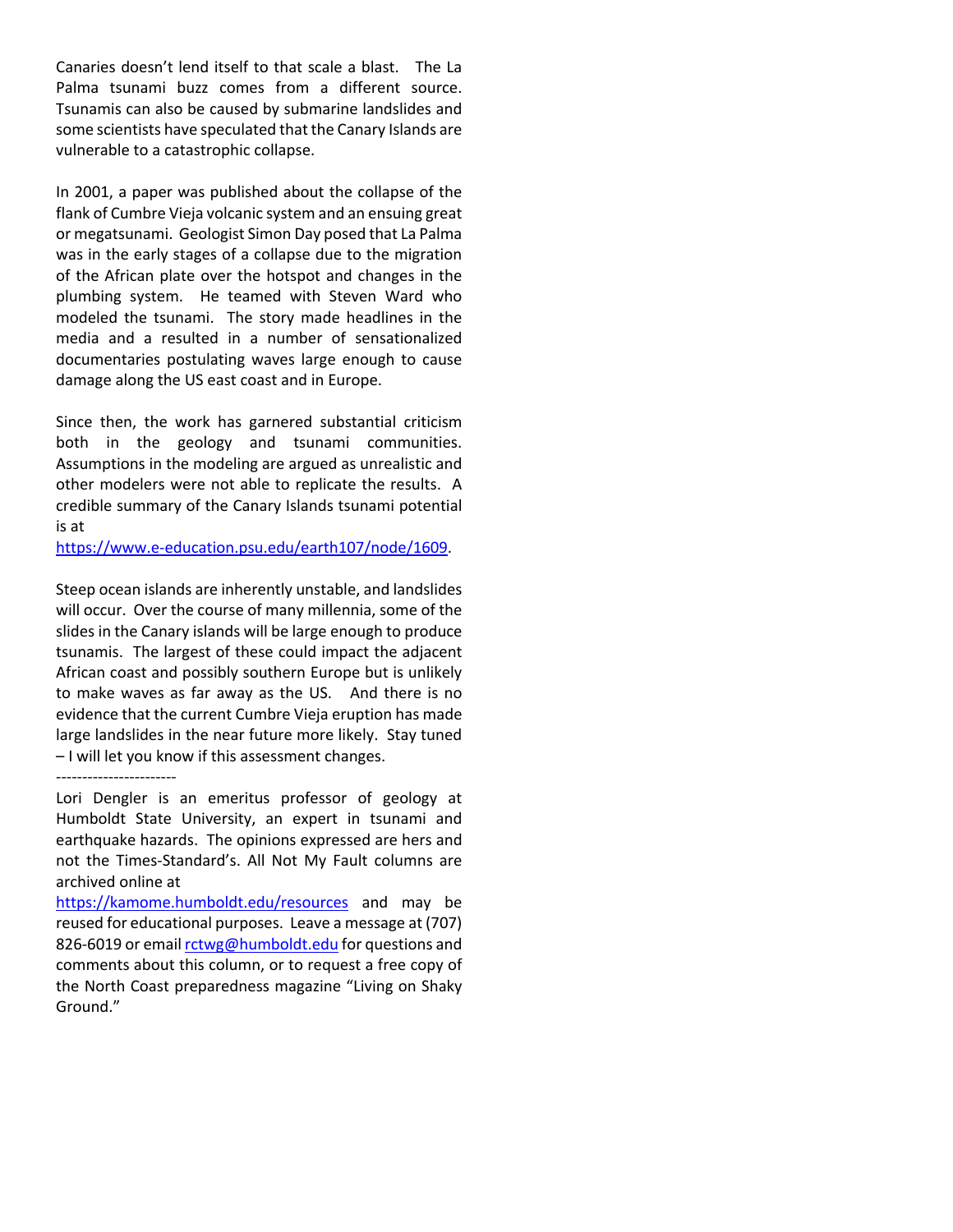Canaries doesn't lend itself to that scale a blast. The La Palma tsunami buzz comes from a different source. Tsunamis can also be caused by submarine landslides and some scientists have speculated that the Canary Islands are vulnerable to a catastrophic collapse.

In 2001, a paper was published about the collapse of the flank of Cumbre Vieja volcanic system and an ensuing great or megatsunami. Geologist Simon Day posed that La Palma was in the early stages of a collapse due to the migration of the African plate over the hotspot and changes in the plumbing system. He teamed with Steven Ward who modeled the tsunami. The story made headlines in the media and a resulted in a number of sensationalized documentaries postulating waves large enough to cause damage along the US east coast and in Europe.

Since then, the work has garnered substantial criticism both in the geology and tsunami communities. Assumptions in the modeling are argued as unrealistic and other modelers were not able to replicate the results. A credible summary of the Canary Islands tsunami potential is at https://www.e-education.psu.edu/earth107/node/1609.

Steep ocean islands are inherently unstable, and landslides will occur. Over the course of many millennia, some of the slides in the Canary islands will be large enough to produce tsunamis. The largest of these could impact the adjacent African coast and possibly southern Europe but is unlikely to make waves as far away as the US. And there is no evidence that the current Cumbre Vieja eruption has made large landslides in the near future more likely. Stay tuned – I will let you know if this assessment changes.

-----------------------

Lori Dengler is an emeritus professor of geology at Humboldt State University, an expert in tsunami and earthquake hazards. The opinions expressed are hers and not the Times-Standard's. All Not My Fault columns are archived online at https://kamome.humboldt.edu/resources and may be reused for educational purposes. Leave a message at (707) 826-6019 or email rctwg@humboldt.edu for questions and comments about this column, or to request a free copy of the North Coast preparedness magazine "Living on Shaky Ground."